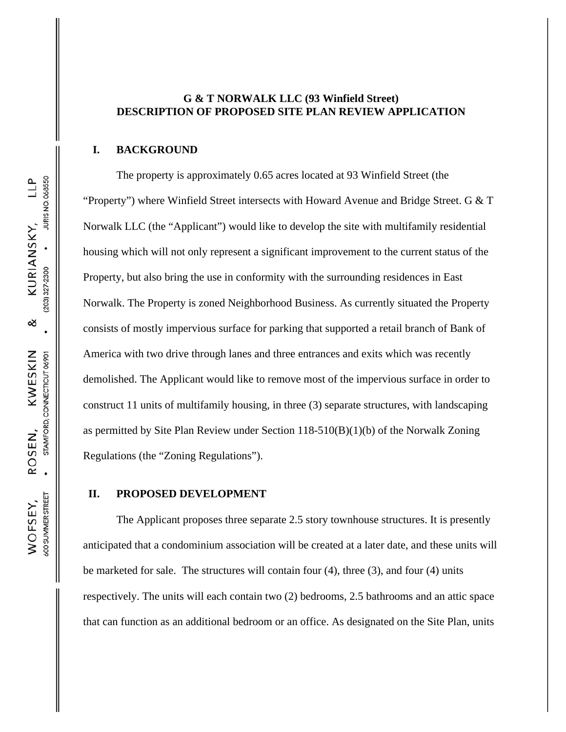**G & T NORWALK LLC (93 Winfield Street)**
**DESCRIPTION OF PROPOSED SITE PLAN REVIEW APPLICATION**

## I. BACKGROUND

The property is approximately 0.65 acres located at 93 Winfield Street (the "Property") where Winfield Street intersects with Howard Avenue and Bridge Street. G & T Norwalk LLC (the "Applicant") would like to develop the site with multifamily residential housing which will not only represent a significant improvement to the current status of the Property, but also bring the use in conformity with the surrounding residences in East Norwalk. The Property is zoned Neighborhood Business. As currently situated the Property consists of mostly impervious surface for parking that supported a retail branch of Bank of America with two drive through lanes and three entrances and exits which was recently demolished. The Applicant would like to remove most of the impervious surface in order to construct 11 units of multifamily housing, in three (3) separate structures, with landscaping as permitted by Site Plan Review under Section 118-510(B)(1)(b) of the Norwalk Zoning Regulations (the "Zoning Regulations").

## II. PROPOSED DEVELOPMENT

The Applicant proposes three separate 2.5 story townhouse structures. It is presently anticipated that a condominium association will be created at a later date, and these units will be marketed for sale. The structures will contain four (4), three (3), and four (4) units respectively. The units will each contain two (2) bedrooms, 2.5 bathrooms and an attic space that can function as an additional bedroom or an office. As designated on the Site Plan, units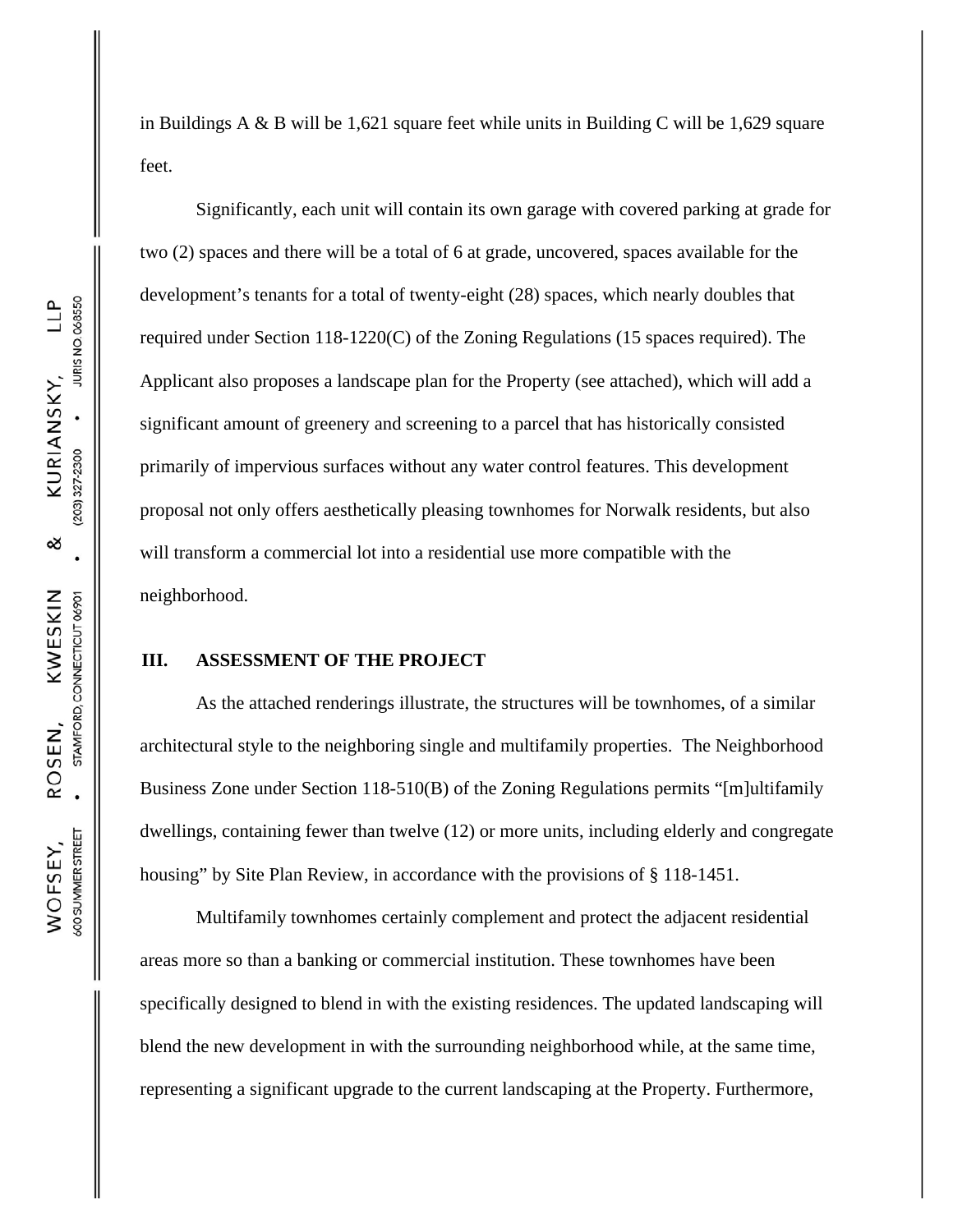in Buildings A & B will be 1,621 square feet while units in Building C will be 1,629 square feet.

Significantly, each unit will contain its own garage with covered parking at grade for two (2) spaces and there will be a total of 6 at grade, uncovered, spaces available for the development's tenants for a total of twenty-eight (28) spaces, which nearly doubles that required under Section 118-1220(C) of the Zoning Regulations (15 spaces required). The Applicant also proposes a landscape plan for the Property (see attached), which will add a significant amount of greenery and screening to a parcel that has historically consisted primarily of impervious surfaces without any water control features. This development proposal not only offers aesthetically pleasing townhomes for Norwalk residents, but also will transform a commercial lot into a residential use more compatible with the neighborhood.

## III. ASSESSMENT OF THE PROJECT

As the attached renderings illustrate, the structures will be townhomes, of a similar architectural style to the neighboring single and multifamily properties. The Neighborhood Business Zone under Section 118-510(B) of the Zoning Regulations permits "[m]ultifamily dwellings, containing fewer than twelve (12) or more units, including elderly and congregate housing" by Site Plan Review, in accordance with the provisions of § 118-1451.

Multifamily townhomes certainly complement and protect the adjacent residential areas more so than a banking or commercial institution. These townhomes have been specifically designed to blend in with the existing residences. The updated landscaping will blend the new development in with the surrounding neighborhood while, at the same time, representing a significant upgrade to the current landscaping at the Property. Furthermore,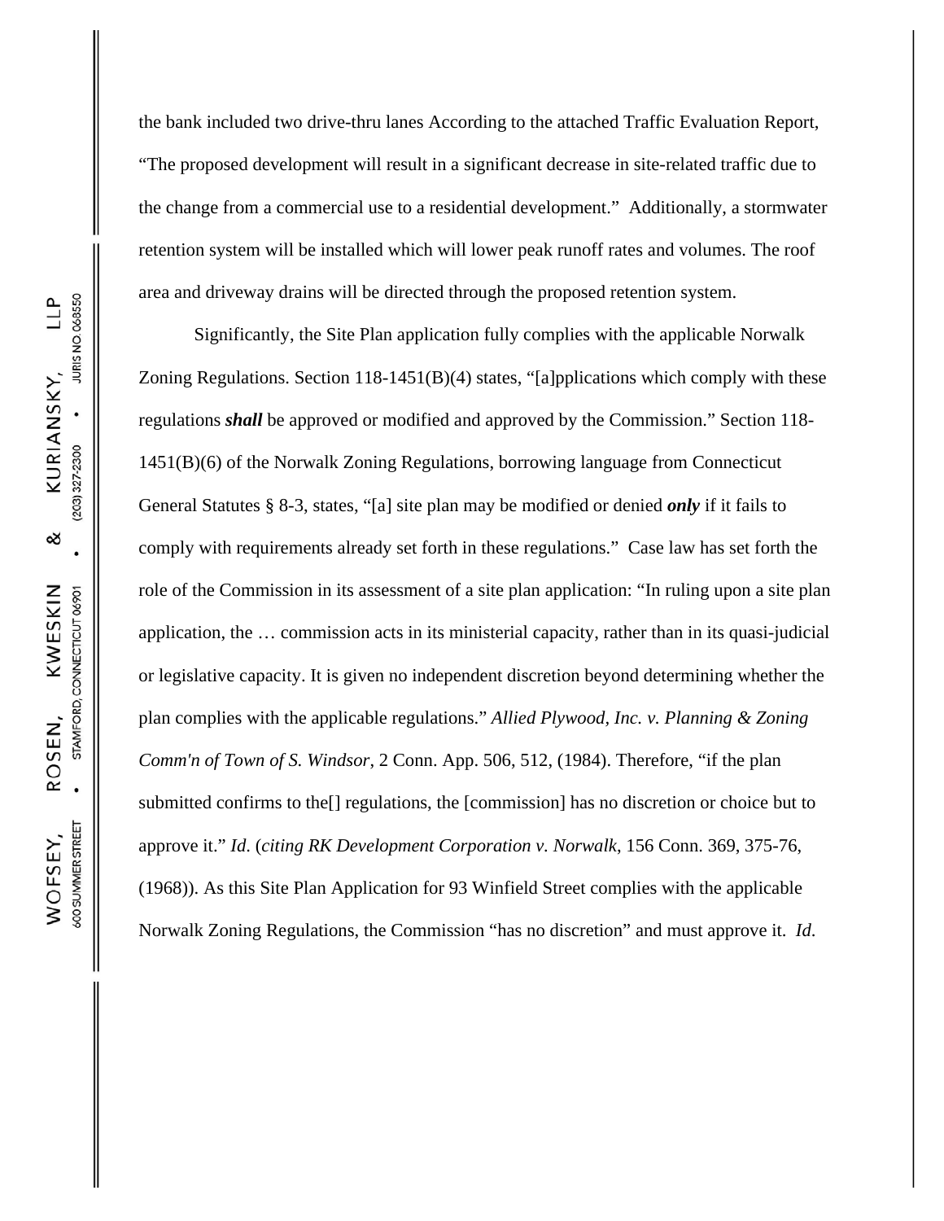the bank included two drive-thru lanes According to the attached Traffic Evaluation Report, "The proposed development will result in a significant decrease in site-related traffic due to the change from a commercial use to a residential development." Additionally, a stormwater retention system will be installed which will lower peak runoff rates and volumes. The roof area and driveway drains will be directed through the proposed retention system.

Significantly, the Site Plan application fully complies with the applicable Norwalk Zoning Regulations. Section 118-1451(B)(4) states, "[a]pplications which comply with these regulations ***shall*** be approved or modified and approved by the Commission." Section 118-1451(B)(6) of the Norwalk Zoning Regulations, borrowing language from Connecticut General Statutes § 8-3, states, "[a] site plan may be modified or denied ***only*** if it fails to comply with requirements already set forth in these regulations." Case law has set forth the role of the Commission in its assessment of a site plan application: "In ruling upon a site plan application, the … commission acts in its ministerial capacity, rather than in its quasi-judicial or legislative capacity. It is given no independent discretion beyond determining whether the plan complies with the applicable regulations." *Allied Plywood, Inc. v. Planning & Zoning Comm'n of Town of S. Windsor*, 2 Conn. App. 506, 512, (1984). Therefore, "if the plan submitted confirms to the[] regulations, the [commission] has no discretion or choice but to approve it." *Id*. (*citing RK Development Corporation v. Norwalk*, 156 Conn. 369, 375-76, (1968)). As this Site Plan Application for 93 Winfield Street complies with the applicable Norwalk Zoning Regulations, the Commission "has no discretion" and must approve it. *Id.*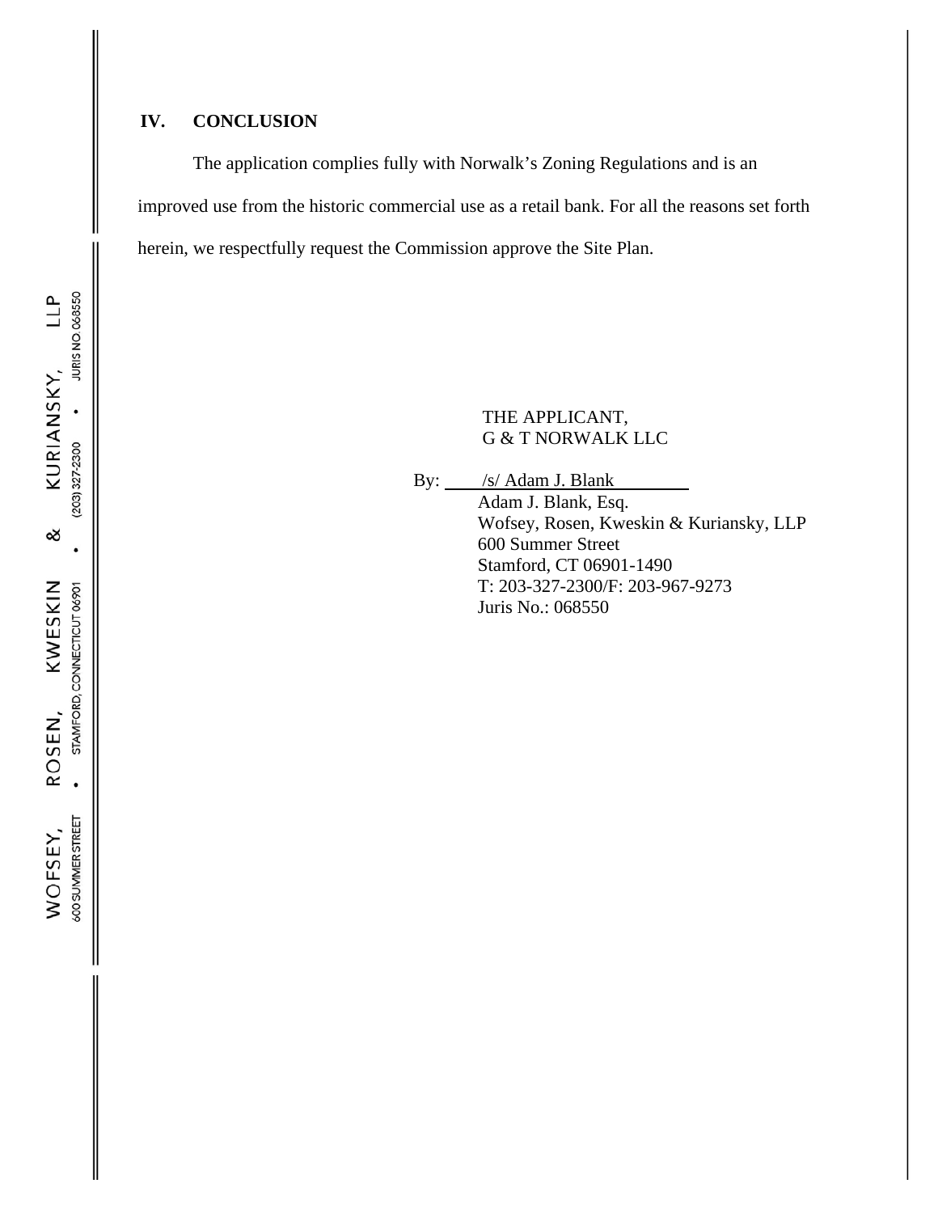## IV. CONCLUSION

The application complies fully with Norwalk's Zoning Regulations and is an improved use from the historic commercial use as a retail bank. For all the reasons set forth herein, we respectfully request the Commission approve the Site Plan.

THE APPLICANT,
G & T NORWALK LLC

By: /s/ Adam J. Blank
Adam J. Blank, Esq.
Wofsey, Rosen, Kweskin & Kuriansky, LLP
600 Summer Street
Stamford, CT 06901-1490
T: 203-327-2300/F: 203-967-9273
Juris No.: 068550